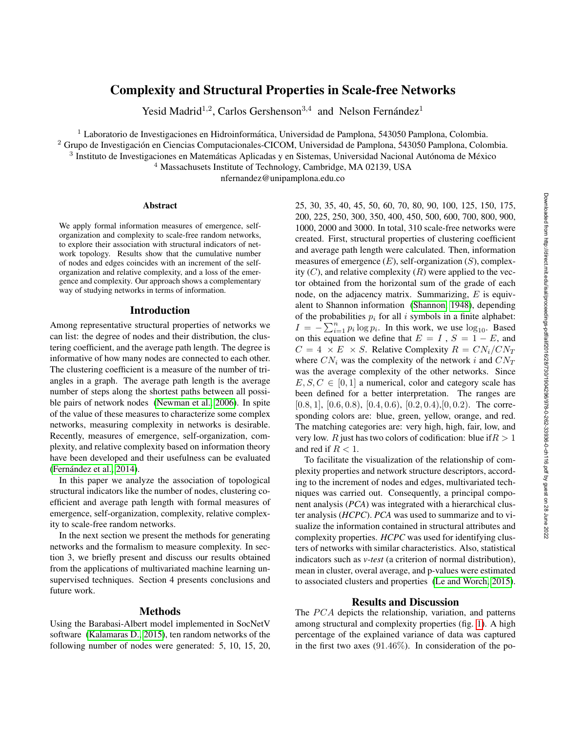# Complexity and Structural Properties in Scale-free Networks

Yesid Madrid[1,2], Carlos Gershenson[3,4] and Nelson Fernández[1]

[1] Laboratorio de Investigaciones en Hidroinformática, Universidad de Pamplona, 543050 Pamplona, Colombia.
[2] Grupo de Investigación en Ciencias Computacionales-CICOM, Universidad de Pamplona, 543050 Pamplona, Colombia.
[3] Instituto de Investigaciones en Matemáticas Aplicadas y en Sistemas, Universidad Nacional Autónoma de México
[4] Massachusets Institute of Technology, Cambridge, MA 02139, USA
nfernandez@unipamplona.edu.co

## Abstract

We apply formal information measures of emergence, self-organization and complexity to scale-free random networks, to explore their association with structural indicators of network topology. Results show that the cumulative number of nodes and edges coincides with an increment of the self-organization and relative complexity, and a loss of the emergence and complexity. Our approach shows a complementary way of studying networks in terms of information.

## Introduction

Among representative structural properties of networks we can list: the degree of nodes and their distribution, the clustering coefficient, and the average path length. The degree is informative of how many nodes are connected to each other. The clustering coefficient is a measure of the number of triangles in a graph. The average path length is the average number of steps along the shortest paths between all possible pairs of network nodes (Newman et al., 2006). In spite of the value of these measures to characterize some complex networks, measuring complexity in networks is desirable. Recently, measures of emergence, self-organization, complexity, and relative complexity based on information theory have been developed and their usefulness can be evaluated (Fernández et al., 2014).

In this paper we analyze the association of topological structural indicators like the number of nodes, clustering coefficient and average path length with formal measures of emergence, self-organization, complexity, relative complexity to scale-free random networks.

In the next section we present the methods for generating networks and the formalism to measure complexity. In section 3, we briefly present and discuss our results obtained from the applications of multivariated machine learning unsupervised techniques. Section 4 presents conclusions and future work.

## Methods

Using the Barabasi-Albert model implemented in SocNetV software (Kalamaras D., 2015), ten random networks of the following number of nodes were generated: 5, 10, 15, 20, 25, 30, 35, 40, 45, 50, 60, 70, 80, 90, 100, 125, 150, 175, 200, 225, 250, 300, 350, 400, 450, 500, 600, 700, 800, 900, 1000, 2000 and 3000. In total, 310 scale-free networks were created. First, structural properties of clustering coefficient and average path length were calculated. Then, information measures of emergence ($E$), self-organization ($S$), complexity ($C$), and relative complexity ($R$) were applied to the vector obtained from the horizontal sum of the grade of each node, on the adjacency matrix. Summarizing, $E$ is equivalent to Shannon information (Shannon, 1948), depending of the probabilities $p_i$ for all $i$ symbols in a finite alphabet: $I = -\sum_{i=1}^{n} p_i \log p_i$. In this work, we use $\log_{10}$. Based on this equation we define that $E = I$ , $S = 1 - E$, and $C = 4 \times E \times S$. Relative Complexity $R = CN_i/CN_T$ where $CN_i$ was the complexity of the network $i$ and $CN_T$ was the average complexity of the other networks. Since $E, S, C \in [0, 1]$ a numerical, color and category scale has been defined for a better interpretation. The ranges are $[0.8, 1]$, $[0.6, 0.8)$, $[0.4, 0.6)$, $[0.2, 0.4)$,$[0, 0.2)$. The corresponding colors are: blue, green, yellow, orange, and red. The matching categories are: very high, high, fair, low, and very low. $R$ just has two colors of codification: blue if $R > 1$ and red if $R < 1$.

To facilitate the visualization of the relationship of complexity properties and network structure descriptors, according to the increment of nodes and edges, multivariated techniques was carried out. Consequently, a principal component analysis (*PCA*) was integrated with a hierarchical cluster analysis (*HCPC*). *PCA* was used to summarize and to visualize the information contained in structural attributes and complexity properties. *HCPC* was used for identifying clusters of networks with similar characteristics. Also, statistical indicators such as *v-test* (a criterion of normal distribution), mean in cluster, overal average, and p-values were estimated to associated clusters and properties (Le and Worch, 2015).

## Results and Discussion

The $PCA$ depicts the relationship, variation, and patterns among structural and complexity properties (fig. 1). A high percentage of the explained variance of data was captured in the first two axes (91.46%). In consideration of the po-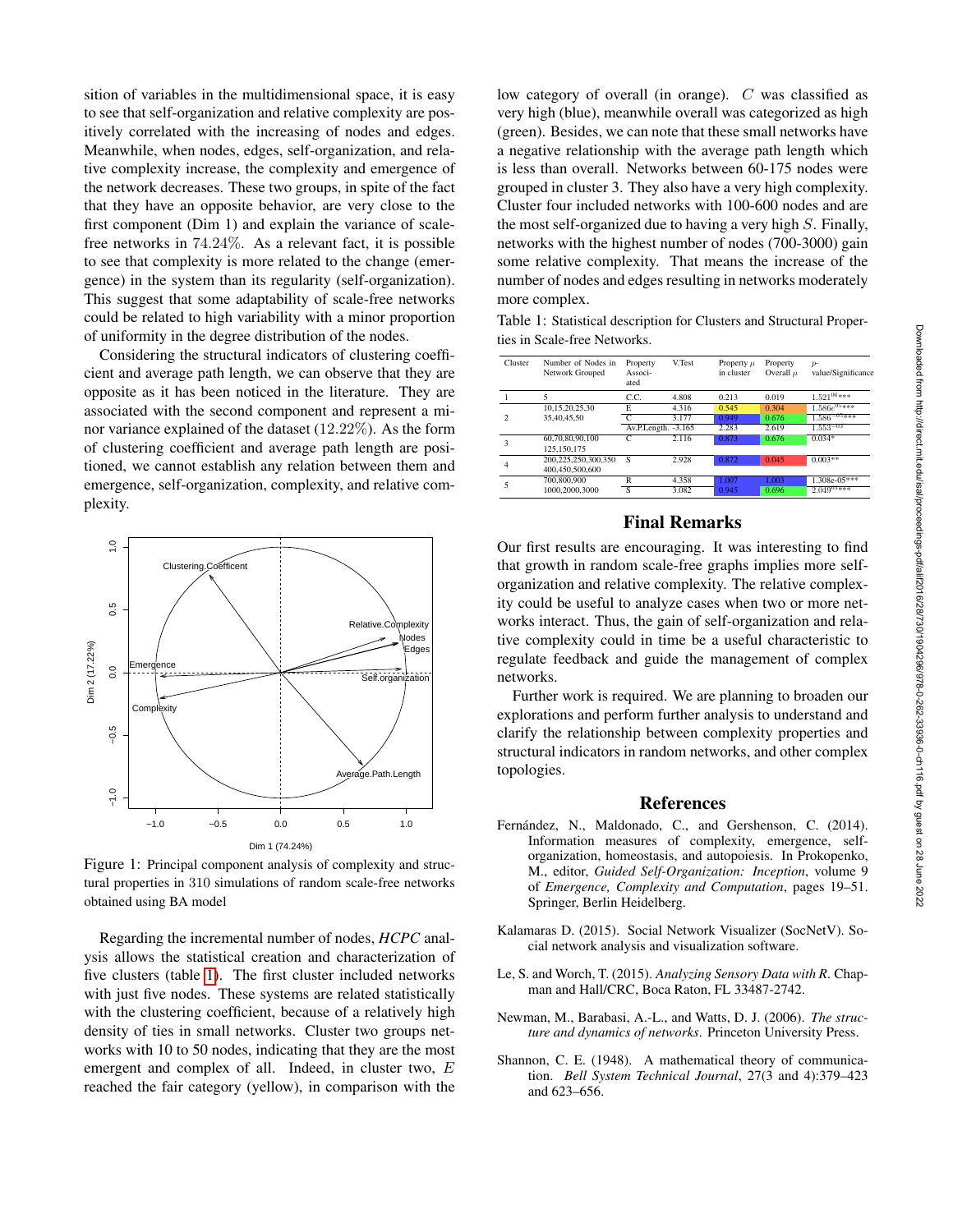sition of variables in the multidimensional space, it is easy to see that self-organization and relative complexity are positively correlated with the increasing of nodes and edges. Meanwhile, when nodes, edges, self-organization, and relative complexity increase, the complexity and emergence of the network decreases. These two groups, in spite of the fact that they have an opposite behavior, are very close to the first component (Dim 1) and explain the variance of scale-free networks in 74.24%. As a relevant fact, it is possible to see that complexity is more related to the change (emergence) in the system than its regularity (self-organization). This suggest that some adaptability of scale-free networks could be related to high variability with a minor proportion of uniformity in the degree distribution of the nodes.

Considering the structural indicators of clustering coefficient and average path length, we can observe that they are opposite as it has been noticed in the literature. They are associated with the second component and represent a minor variance explained of the dataset (12.22%). As the form of clustering coefficient and average path length are positioned, we cannot establish any relation between them and emergence, self-organization, complexity, and relative complexity.

Clustering.Coefficent
Relative.Complexity
Nodes
Edges
Emergence
Self.organization
Complexity
Average.Path.Length
Dim 1 (74.24%)
Dim 2 (17.22%)
1.0
0.5
0.0
−0.5
−1.0
−1.0 −0.5 0.0 0.5 1.0

Figure 1: Principal component analysis of complexity and structural properties in 310 simulations of random scale-free networks obtained using BA model

Regarding the incremental number of nodes, *HCPC* analysis allows the statistical creation and characterization of five clusters (table 1). The first cluster included networks with just five nodes. These systems are related statistically with the clustering coefficient, because of a relatively high density of ties in small networks. Cluster two groups networks with 10 to 50 nodes, indicating that they are the most emergent and complex of all. Indeed, in cluster two, $E$ reached the fair category (yellow), in comparison with the low category of overall (in orange). $C$ was classified as very high (blue), meanwhile overall was categorized as high (green). Besides, we can note that these small networks have a negative relationship with the average path length which is less than overall. Networks between 60-175 nodes were grouped in cluster 3. They also have a very high complexity. Cluster four included networks with 100-600 nodes and are the most self-organized due to having a very high $S$. Finally, networks with the highest number of nodes (700-3000) gain some relative complexity. That means the increase of the number of nodes and edges resulting in networks moderately more complex.

Table 1: Statistical description for Clusters and Structural Properties in Scale-free Networks.

| Cluster | Number of Nodes in Network Grouped | Property Associated | V.Test | Property $\mu$ in cluster | Property Overall $\mu$ | p-value/Significance |
|---|---|---|---|---|---|---|
| 1 | 5 | C.C. | 4.808 | 0.213 | 0.019 | $1.521^{06}$*** |
| 2 | 10,15,20,25,30 35,40,45,50 | E | 4.316 | 0.545 | 0.304 | $1.586e^{05}$*** |
| | | C | 3.177 | 0.949 | 0.676 | $1.586^{-05}$*** |
| | | Av.P.Length. | -3.165 | 2.283 | 2.619 | $1.553^{-03}$ |
| 3 | 60,70,80,90,100 125,150,175 | C | 2.116 | 0.873 | 0.676 | 0.034* |
| 4 | 200,225,250,300,350 400,450,500,600 | S | 2.928 | 0.872 | 0.045 | 0.003** |
| 5 | 700,800,900 1000,2000,3000 | R | 4.358 | 1.007 | 1.003 | 1.308e-05*** |
| | | S | 3.082 | 0.945 | 0.696 | $2.019^{03}$*** |

## Final Remarks

Our first results are encouraging. It was interesting to find that growth in random scale-free graphs implies more self-organization and relative complexity. The relative complexity could be useful to analyze cases when two or more networks interact. Thus, the gain of self-organization and relative complexity could in time be a useful characteristic to regulate feedback and guide the management of complex networks.

Further work is required. We are planning to broaden our explorations and perform further analysis to understand and clarify the relationship between complexity properties and structural indicators in random networks, and other complex topologies.

## References

Fernández, N., Maldonado, C., and Gershenson, C. (2014). Information measures of complexity, emergence, self-organization, homeostasis, and autopoiesis. In Prokopenko, M., editor, *Guided Self-Organization: Inception*, volume 9 of *Emergence, Complexity and Computation*, pages 19–51. Springer, Berlin Heidelberg.

Kalamaras D. (2015). Social Network Visualizer (SocNetV). Social network analysis and visualization software.

Le, S. and Worch, T. (2015). *Analyzing Sensory Data with R*. Chapman and Hall/CRC, Boca Raton, FL 33487-2742.

Newman, M., Barabasi, A.-L., and Watts, D. J. (2006). *The structure and dynamics of networks*. Princeton University Press.

Shannon, C. E. (1948). A mathematical theory of communication. *Bell System Technical Journal*, 27(3 and 4):379–423 and 623–656.